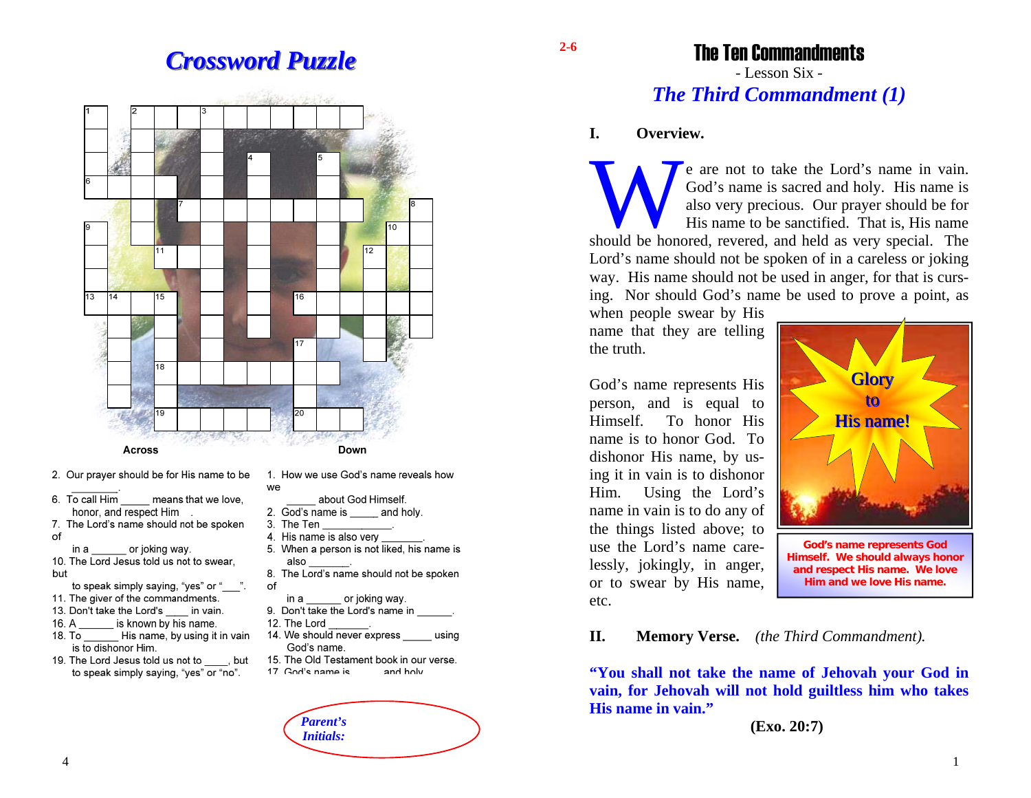# Crossword Puzzle

**Across**

2. Our prayer should be for His name to be ________.
6. To call Him _____ means that we love, honor, and respect Him .
7. The Lord's name should not be spoken of in a ______ or joking way.
10. The Lord Jesus told us not to swear, but to speak simply saying, "yes" or "___".
11. The giver of the commandments.
13. Don't take the Lord's ____ in vain.
16. A ______ is known by his name.
18. To ______ His name, by using it in vain is to dishonor Him.
19. The Lord Jesus told us not to ____, but to speak simply saying, "yes" or "no".

**Down**

1. How we use God's name reveals how we _____ about God Himself.
2. God's name is _____ and holy.
3. The Ten ____________.
4. His name is also very _______.
5. When a person is not liked, his name is also _______.
8. The Lord's name should not be spoken of in a ______ or joking way.
9. Don't take the Lord's name in ______.
12. The Lord _______.
14. We should never express _____ using God's name.
15. The Old Testament book in our verse.
17. God's name is _____ and holy

*Parent's Initials:*

2-6

# The Ten Commandments

- Lesson Six -

## *The Third Commandment (1)*

### I. Overview.

We are not to take the Lord's name in vain. God's name is sacred and holy. His name is also very precious. Our prayer should be for His name to be sanctified. That is, His name should be honored, revered, and held as very special. The Lord's name should not be spoken of in a careless or joking way. His name should not be used in anger, for that is cursing. Nor should God's name be used to prove a point, as when people swear by His name that they are telling the truth.

God's name represents His person, and is equal to Himself. To honor His name is to honor God. To dishonor His name, by using it in vain is to dishonor Him. Using the Lord's name in vain is to do any of the things listed above; to use the Lord's name carelessly, jokingly, in anger, or to swear by His name, etc.

Glory to His name!

God's name represents God Himself. We should always honor and respect His name. We love Him and we love His name.

### II. Memory Verse. *(the Third Commandment).*

**"You shall not take the name of Jehovah your God in vain, for Jehovah will not hold guiltless him who takes His name in vain."**

**(Exo. 20:7)**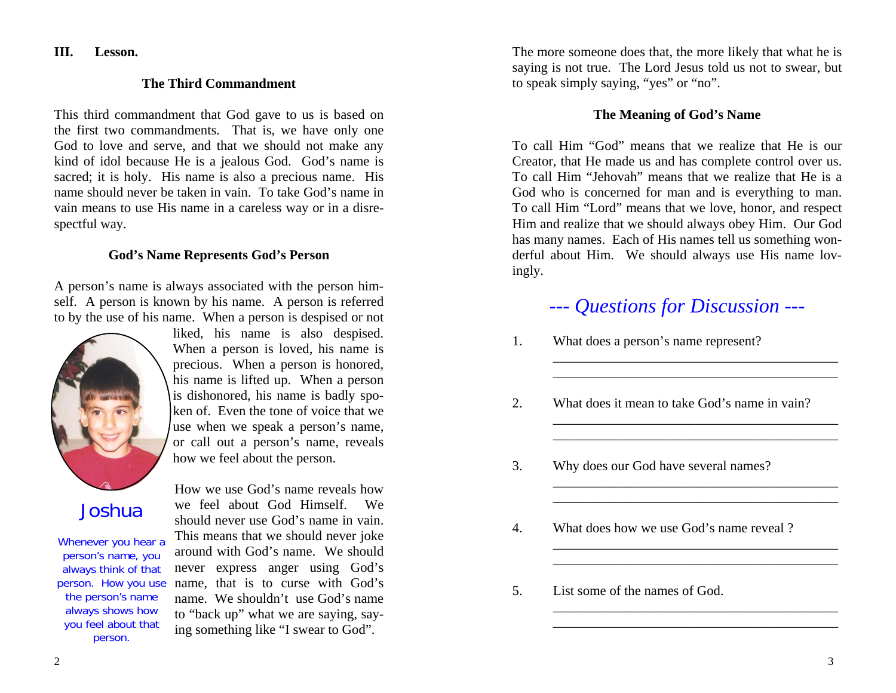## III. Lesson.

### The Third Commandment

This third commandment that God gave to us is based on the first two commandments. That is, we have only one God to love and serve, and that we should not make any kind of idol because He is a jealous God. God's name is sacred; it is holy. His name is also a precious name. His name should never be taken in vain. To take God's name in vain means to use His name in a careless way or in a disrespectful way.

### God's Name Represents God's Person

A person's name is always associated with the person himself. A person is known by his name. A person is referred to by the use of his name. When a person is despised or not liked, his name is also despised. When a person is loved, his name is precious. When a person is honored, his name is lifted up. When a person is dishonored, his name is badly spoken of. Even the tone of voice that we use when we speak a person's name, or call out a person's name, reveals how we feel about the person.

Joshua

Whenever you hear a person's name, you always think of that person. How you use the person's name always shows how you feel about that person.

How we use God's name reveals how we feel about God Himself. We should never use God's name in vain. This means that we should never joke around with God's name. We should never express anger using God's name, that is to curse with God's name. We shouldn't use God's name to "back up" what we are saying, saying something like "I swear to God". The more someone does that, the more likely that what he is saying is not true. The Lord Jesus told us not to swear, but to speak simply saying, "yes" or "no".

### The Meaning of God's Name

To call Him "God" means that we realize that He is our Creator, that He made us and has complete control over us. To call Him "Jehovah" means that we realize that He is a God who is concerned for man and is everything to man. To call Him "Lord" means that we love, honor, and respect Him and realize that we should always obey Him. Our God has many names. Each of His names tell us something wonderful about Him. We should always use His name lovingly.

## *--- Questions for Discussion ---*

1. What does a person's name represent?

   ___________________________________________
   ___________________________________________

2. What does it mean to take God's name in vain?

   ___________________________________________
   ___________________________________________

3. Why does our God have several names?

   ___________________________________________
   ___________________________________________

4. What does how we use God's name reveal ?

   ___________________________________________
   ___________________________________________

5. List some of the names of God.

   ___________________________________________
   ___________________________________________